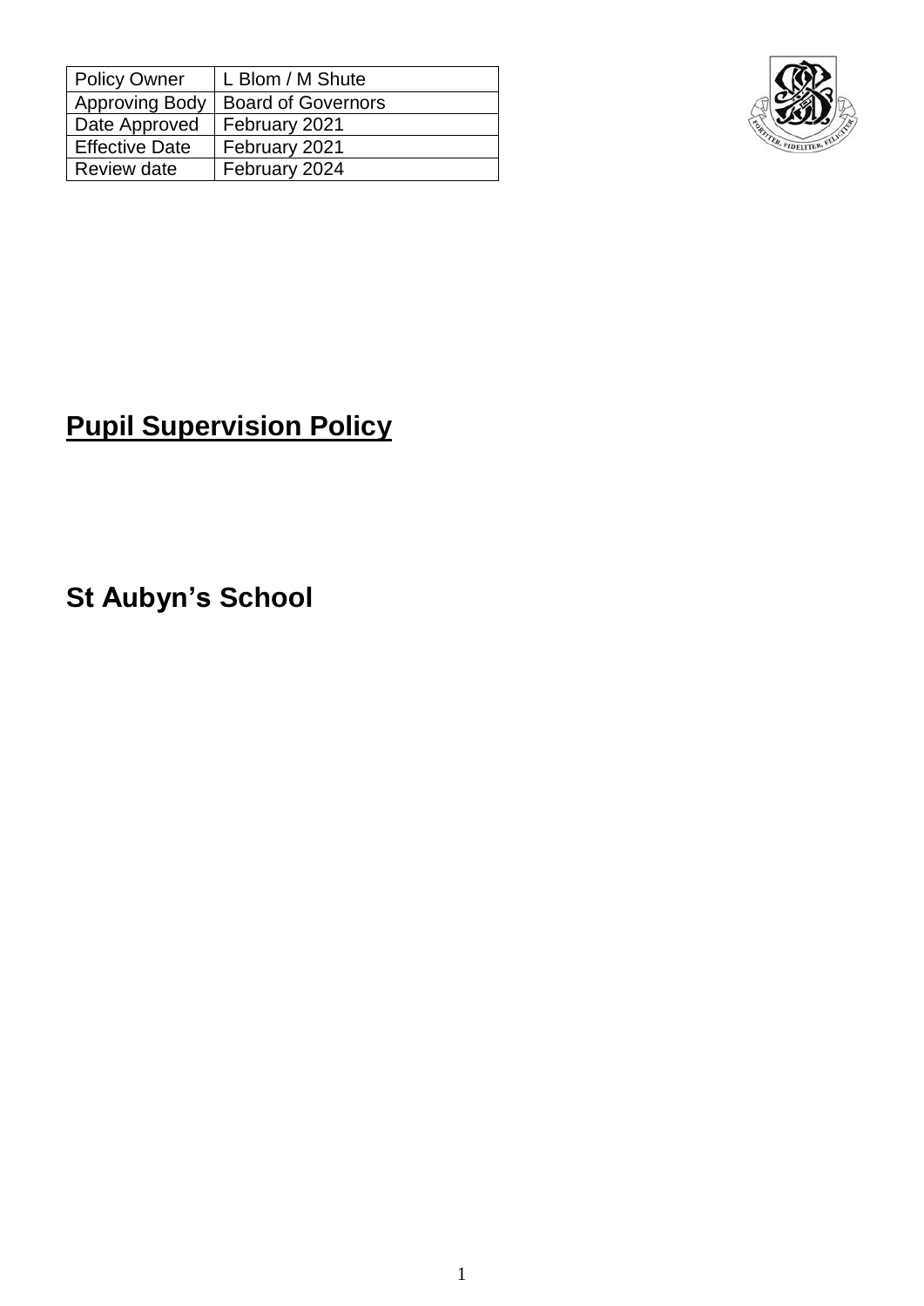| Policy Owner | L Blom / M Shute |
| --- | --- |
| Approving Body | Board of Governors |
| Date Approved | February 2021 |
| Effective Date | February 2021 |
| Review date | February 2024 |

# Pupil Supervision Policy

## St Aubyn's School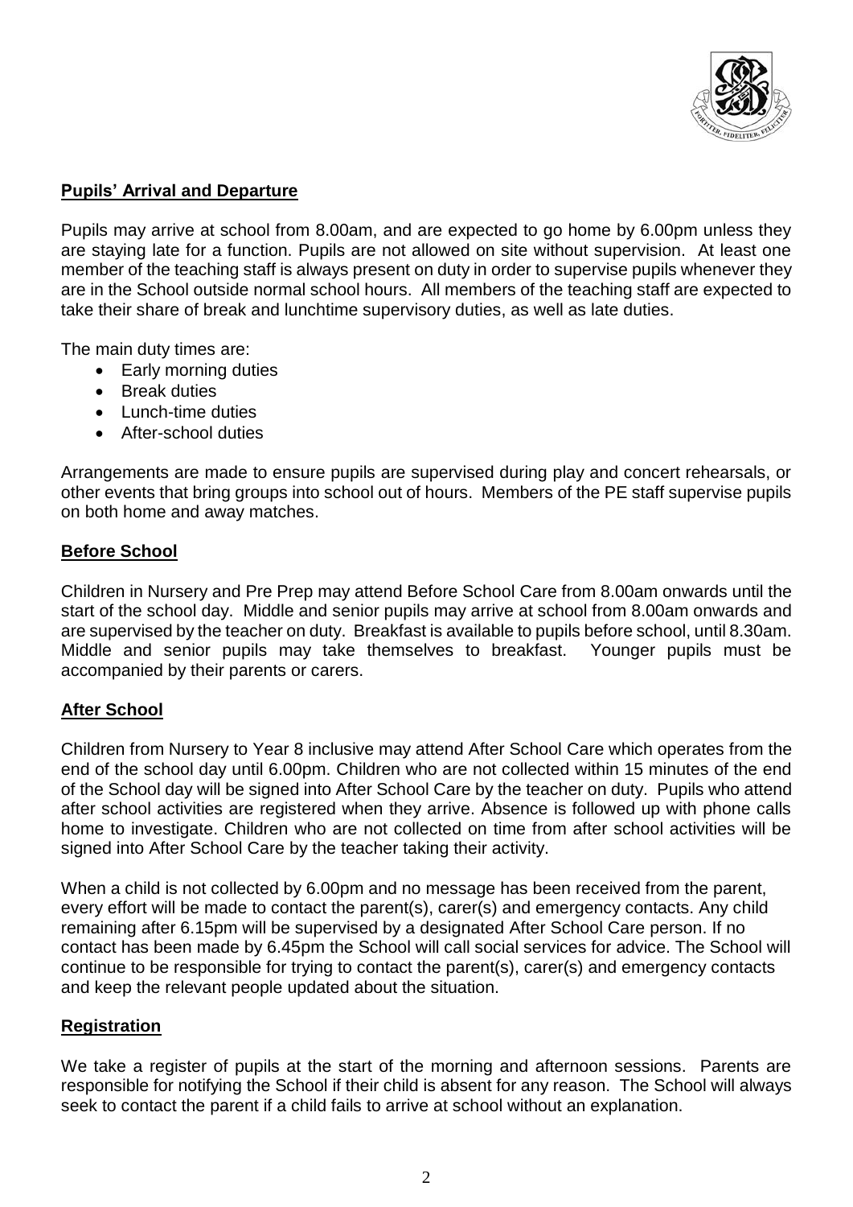## Pupils' Arrival and Departure

Pupils may arrive at school from 8.00am, and are expected to go home by 6.00pm unless they are staying late for a function. Pupils are not allowed on site without supervision. At least one member of the teaching staff is always present on duty in order to supervise pupils whenever they are in the School outside normal school hours. All members of the teaching staff are expected to take their share of break and lunchtime supervisory duties, as well as late duties.

The main duty times are:

- Early morning duties
- Break duties
- Lunch-time duties
- After-school duties

Arrangements are made to ensure pupils are supervised during play and concert rehearsals, or other events that bring groups into school out of hours. Members of the PE staff supervise pupils on both home and away matches.

## Before School

Children in Nursery and Pre Prep may attend Before School Care from 8.00am onwards until the start of the school day. Middle and senior pupils may arrive at school from 8.00am onwards and are supervised by the teacher on duty. Breakfast is available to pupils before school, until 8.30am. Middle and senior pupils may take themselves to breakfast. Younger pupils must be accompanied by their parents or carers.

## After School

Children from Nursery to Year 8 inclusive may attend After School Care which operates from the end of the school day until 6.00pm. Children who are not collected within 15 minutes of the end of the School day will be signed into After School Care by the teacher on duty. Pupils who attend after school activities are registered when they arrive. Absence is followed up with phone calls home to investigate. Children who are not collected on time from after school activities will be signed into After School Care by the teacher taking their activity.

When a child is not collected by 6.00pm and no message has been received from the parent, every effort will be made to contact the parent(s), carer(s) and emergency contacts. Any child remaining after 6.15pm will be supervised by a designated After School Care person. If no contact has been made by 6.45pm the School will call social services for advice. The School will continue to be responsible for trying to contact the parent(s), carer(s) and emergency contacts and keep the relevant people updated about the situation.

## Registration

We take a register of pupils at the start of the morning and afternoon sessions. Parents are responsible for notifying the School if their child is absent for any reason. The School will always seek to contact the parent if a child fails to arrive at school without an explanation.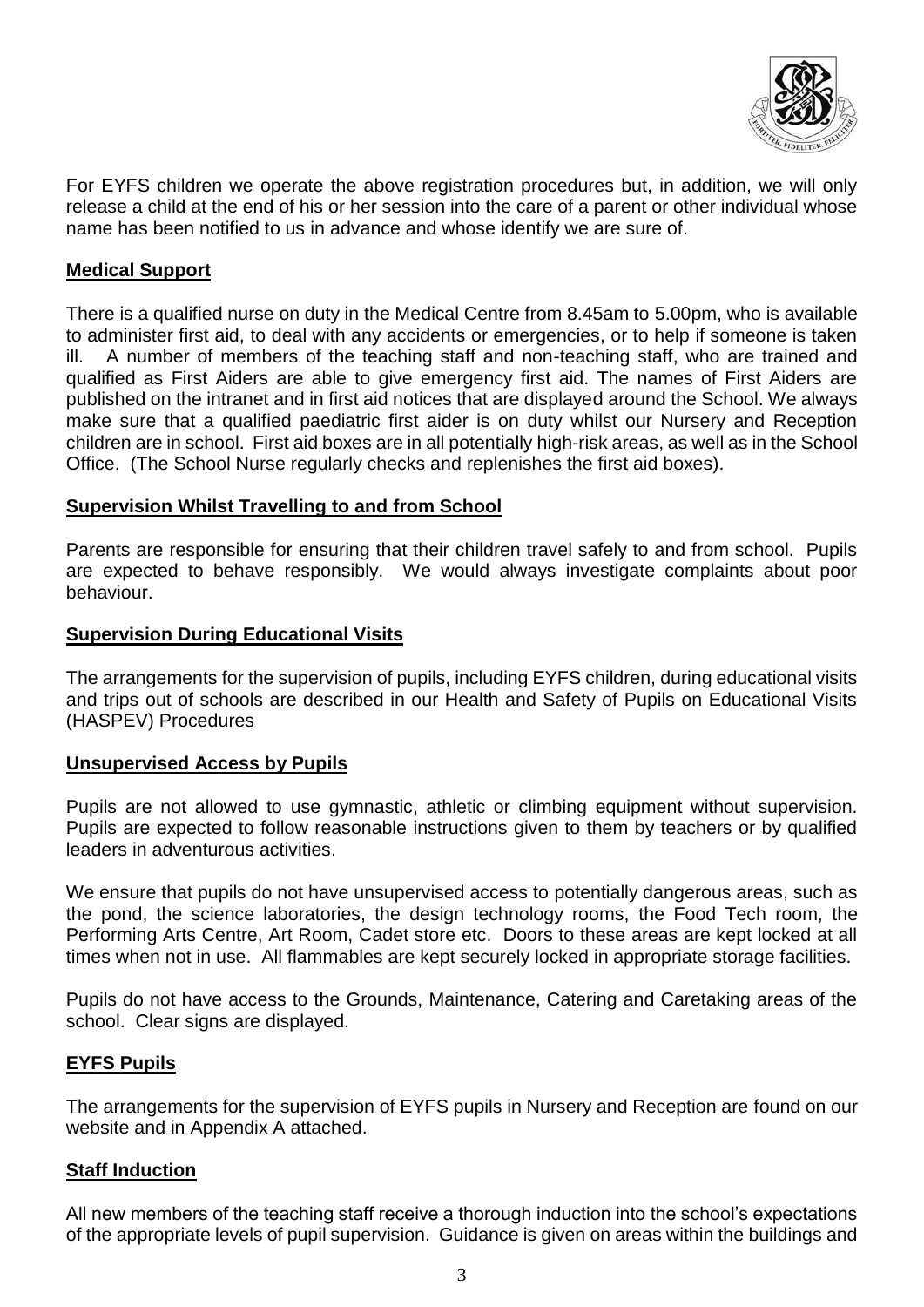For EYFS children we operate the above registration procedures but, in addition, we will only release a child at the end of his or her session into the care of a parent or other individual whose name has been notified to us in advance and whose identify we are sure of.

**Medical Support**

There is a qualified nurse on duty in the Medical Centre from 8.45am to 5.00pm, who is available to administer first aid, to deal with any accidents or emergencies, or to help if someone is taken ill. A number of members of the teaching staff and non-teaching staff, who are trained and qualified as First Aiders are able to give emergency first aid. The names of First Aiders are published on the intranet and in first aid notices that are displayed around the School. We always make sure that a qualified paediatric first aider is on duty whilst our Nursery and Reception children are in school. First aid boxes are in all potentially high-risk areas, as well as in the School Office. (The School Nurse regularly checks and replenishes the first aid boxes).

**Supervision Whilst Travelling to and from School**

Parents are responsible for ensuring that their children travel safely to and from school. Pupils are expected to behave responsibly. We would always investigate complaints about poor behaviour.

**Supervision During Educational Visits**

The arrangements for the supervision of pupils, including EYFS children, during educational visits and trips out of schools are described in our Health and Safety of Pupils on Educational Visits (HASPEV) Procedures

**Unsupervised Access by Pupils**

Pupils are not allowed to use gymnastic, athletic or climbing equipment without supervision. Pupils are expected to follow reasonable instructions given to them by teachers or by qualified leaders in adventurous activities.

We ensure that pupils do not have unsupervised access to potentially dangerous areas, such as the pond, the science laboratories, the design technology rooms, the Food Tech room, the Performing Arts Centre, Art Room, Cadet store etc. Doors to these areas are kept locked at all times when not in use. All flammables are kept securely locked in appropriate storage facilities.

Pupils do not have access to the Grounds, Maintenance, Catering and Caretaking areas of the school. Clear signs are displayed.

**EYFS Pupils**

The arrangements for the supervision of EYFS pupils in Nursery and Reception are found on our website and in Appendix A attached.

**Staff Induction**

All new members of the teaching staff receive a thorough induction into the school's expectations of the appropriate levels of pupil supervision. Guidance is given on areas within the buildings and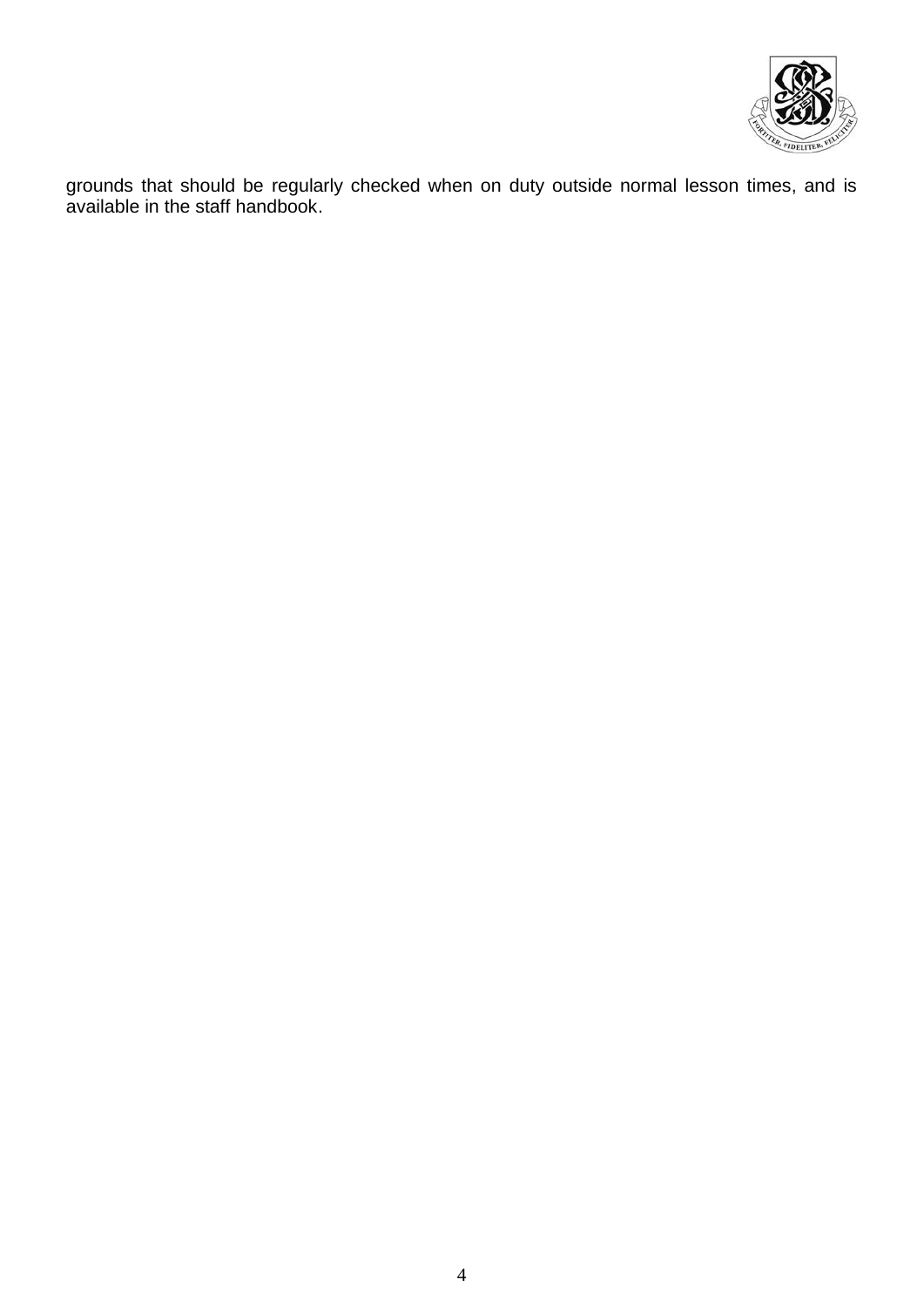grounds that should be regularly checked when on duty outside normal lesson times, and is available in the staff handbook.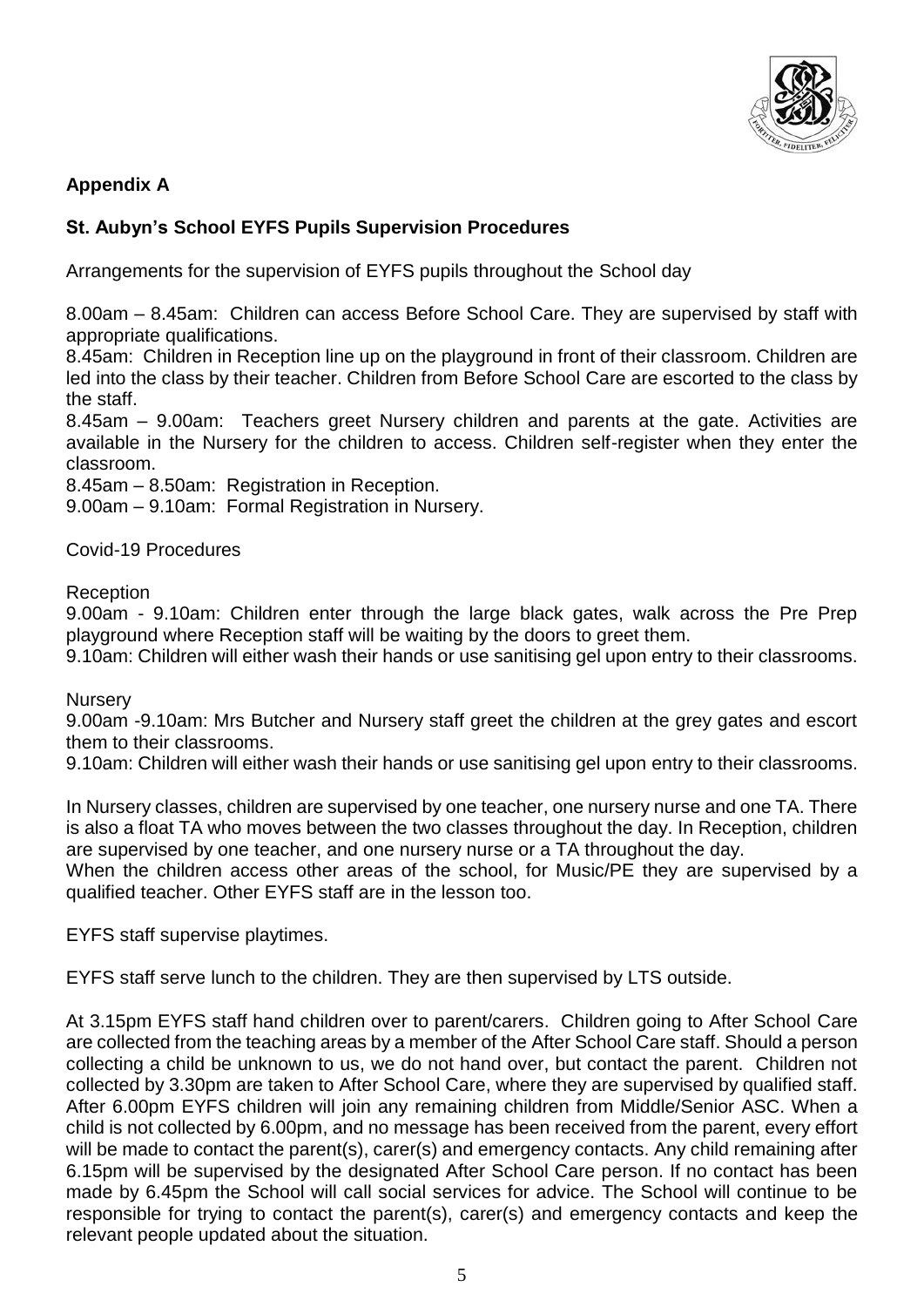## Appendix A

### St. Aubyn's School EYFS Pupils Supervision Procedures

Arrangements for the supervision of EYFS pupils throughout the School day

8.00am – 8.45am: Children can access Before School Care. They are supervised by staff with appropriate qualifications.
8.45am: Children in Reception line up on the playground in front of their classroom. Children are led into the class by their teacher. Children from Before School Care are escorted to the class by the staff.
8.45am – 9.00am: Teachers greet Nursery children and parents at the gate. Activities are available in the Nursery for the children to access. Children self-register when they enter the classroom.
8.45am – 8.50am: Registration in Reception.
9.00am – 9.10am: Formal Registration in Nursery.

Covid-19 Procedures

Reception
9.00am - 9.10am: Children enter through the large black gates, walk across the Pre Prep playground where Reception staff will be waiting by the doors to greet them.
9.10am: Children will either wash their hands or use sanitising gel upon entry to their classrooms.

Nursery
9.00am -9.10am: Mrs Butcher and Nursery staff greet the children at the grey gates and escort them to their classrooms.
9.10am: Children will either wash their hands or use sanitising gel upon entry to their classrooms.

In Nursery classes, children are supervised by one teacher, one nursery nurse and one TA. There is also a float TA who moves between the two classes throughout the day. In Reception, children are supervised by one teacher, and one nursery nurse or a TA throughout the day.
When the children access other areas of the school, for Music/PE they are supervised by a qualified teacher. Other EYFS staff are in the lesson too.

EYFS staff supervise playtimes.

EYFS staff serve lunch to the children. They are then supervised by LTS outside.

At 3.15pm EYFS staff hand children over to parent/carers. Children going to After School Care are collected from the teaching areas by a member of the After School Care staff. Should a person collecting a child be unknown to us, we do not hand over, but contact the parent. Children not collected by 3.30pm are taken to After School Care, where they are supervised by qualified staff. After 6.00pm EYFS children will join any remaining children from Middle/Senior ASC. When a child is not collected by 6.00pm, and no message has been received from the parent, every effort will be made to contact the parent(s), carer(s) and emergency contacts. Any child remaining after 6.15pm will be supervised by the designated After School Care person. If no contact has been made by 6.45pm the School will call social services for advice. The School will continue to be responsible for trying to contact the parent(s), carer(s) and emergency contacts and keep the relevant people updated about the situation.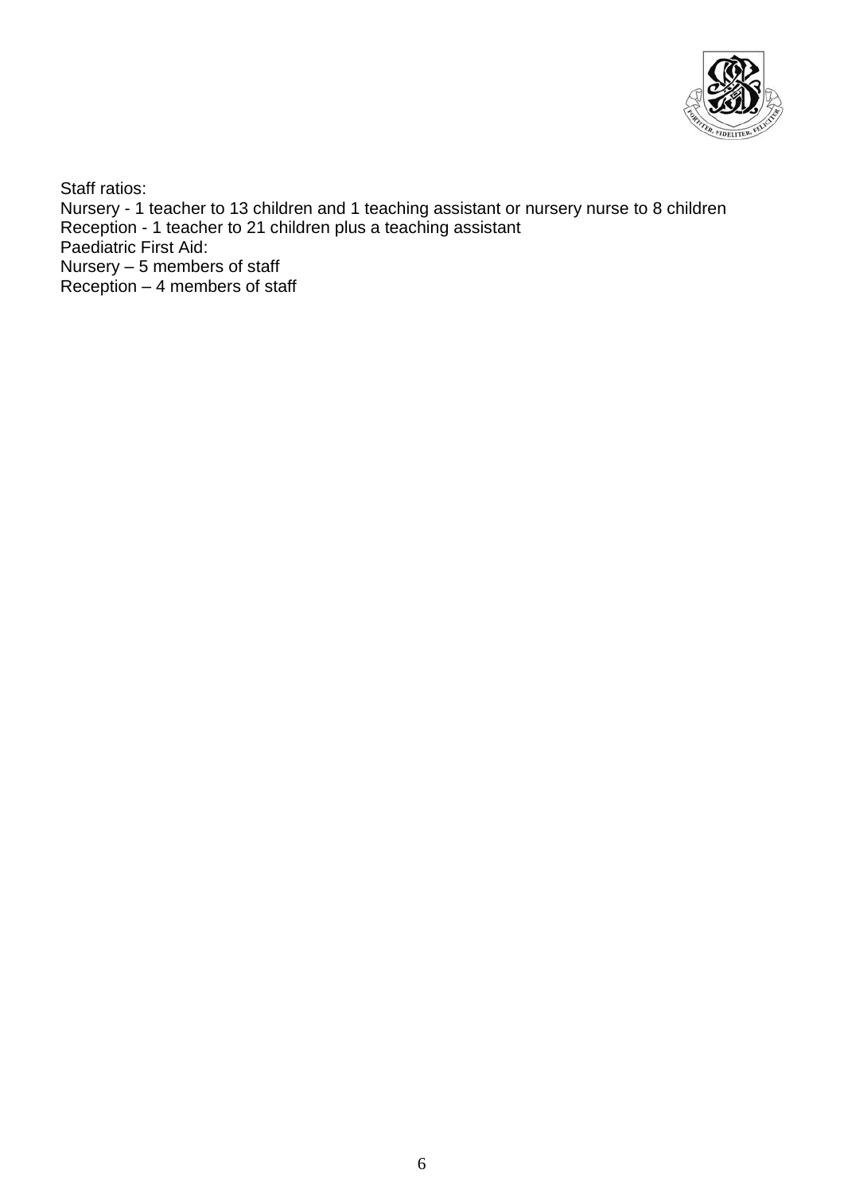Staff ratios:
Nursery - 1 teacher to 13 children and 1 teaching assistant or nursery nurse to 8 children
Reception - 1 teacher to 21 children plus a teaching assistant
Paediatric First Aid:
Nursery – 5 members of staff
Reception – 4 members of staff